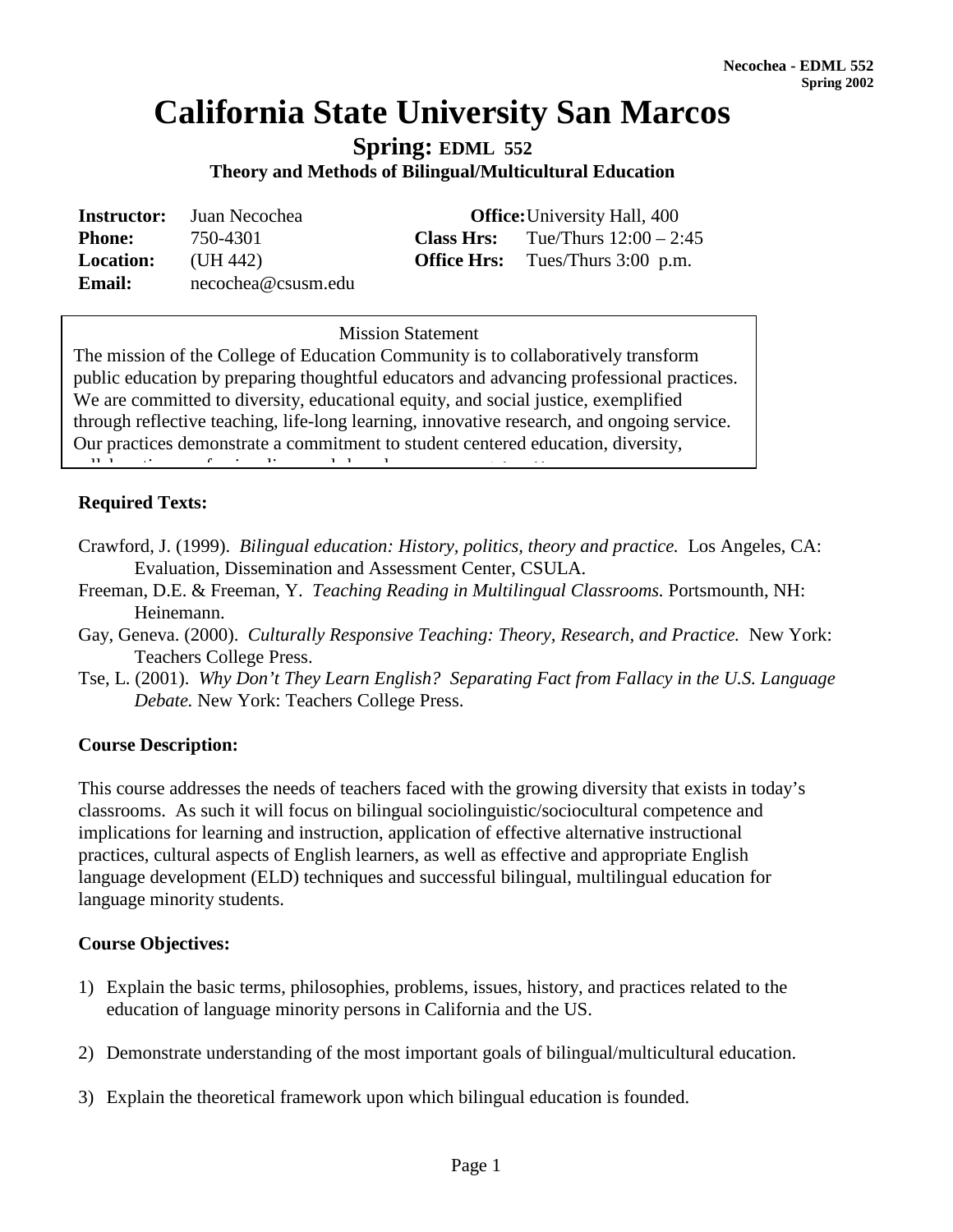# California State University San Marcos

## Spring: EDML 552

### Theory and Methods of Bilingual/Multicultural Education

| | | | |
|---|---|---|---|
| **Instructor:** | Juan Necochea | **Office:** | University Hall, 400 |
| **Phone:** | 750-4301 | **Class Hrs:** | Tue/Thurs 12:00 – 2:45 |
| **Location:** | (UH 442) | **Office Hrs:** | Tues/Thurs 3:00 p.m. |
| **Email:** | necochea@csusm.edu | | |

Mission Statement

The mission of the College of Education Community is to collaboratively transform public education by preparing thoughtful educators and advancing professional practices. We are committed to diversity, educational equity, and social justice, exemplified through reflective teaching, life-long learning, innovative research, and ongoing service. Our practices demonstrate a commitment to student centered education, diversity,

**Required Texts:**

Crawford, J. (1999). *Bilingual education: History, politics, theory and practice.* Los Angeles, CA: Evaluation, Dissemination and Assessment Center, CSULA.

Freeman, D.E. & Freeman, Y. *Teaching Reading in Multilingual Classrooms.* Portsmounth, NH: Heinemann.

Gay, Geneva. (2000). *Culturally Responsive Teaching: Theory, Research, and Practice.* New York: Teachers College Press.

Tse, L. (2001). *Why Don't They Learn English? Separating Fact from Fallacy in the U.S. Language Debate.* New York: Teachers College Press.

**Course Description:**

This course addresses the needs of teachers faced with the growing diversity that exists in today's classrooms. As such it will focus on bilingual sociolinguistic/sociocultural competence and implications for learning and instruction, application of effective alternative instructional practices, cultural aspects of English learners, as well as effective and appropriate English language development (ELD) techniques and successful bilingual, multilingual education for language minority students.

**Course Objectives:**

1) Explain the basic terms, philosophies, problems, issues, history, and practices related to the education of language minority persons in California and the US.

2) Demonstrate understanding of the most important goals of bilingual/multicultural education.

3) Explain the theoretical framework upon which bilingual education is founded.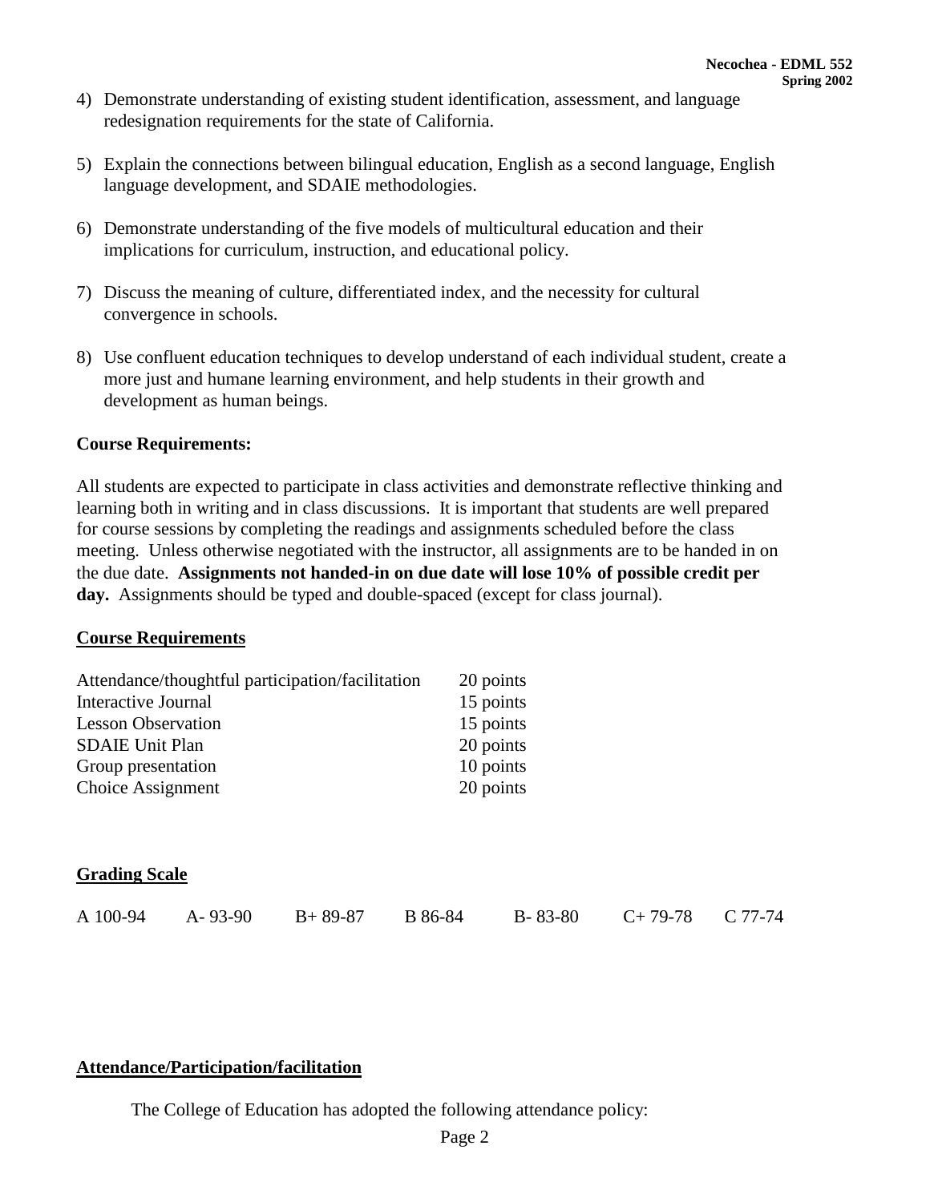4) Demonstrate understanding of existing student identification, assessment, and language redesignation requirements for the state of California.

5) Explain the connections between bilingual education, English as a second language, English language development, and SDAIE methodologies.

6) Demonstrate understanding of the five models of multicultural education and their implications for curriculum, instruction, and educational policy.

7) Discuss the meaning of culture, differentiated index, and the necessity for cultural convergence in schools.

8) Use confluent education techniques to develop understand of each individual student, create a more just and humane learning environment, and help students in their growth and development as human beings.

**Course Requirements:**

All students are expected to participate in class activities and demonstrate reflective thinking and learning both in writing and in class discussions. It is important that students are well prepared for course sessions by completing the readings and assignments scheduled before the class meeting. Unless otherwise negotiated with the instructor, all assignments are to be handed in on the due date. **Assignments not handed-in on due date will lose 10% of possible credit per day.** Assignments should be typed and double-spaced (except for class journal).

**Course Requirements**

| | |
|---|---|
| Attendance/thoughtful participation/facilitation | 20 points |
| Interactive Journal | 15 points |
| Lesson Observation | 15 points |
| SDAIE Unit Plan | 20 points |
| Group presentation | 10 points |
| Choice Assignment | 20 points |

**Grading Scale**

| | | | | | | |
|---|---|---|---|---|---|---|
| A 100-94 | A- 93-90 | B+ 89-87 | B 86-84 | B- 83-80 | C+ 79-78 | C 77-74 |

**Attendance/Participation/facilitation**

The College of Education has adopted the following attendance policy: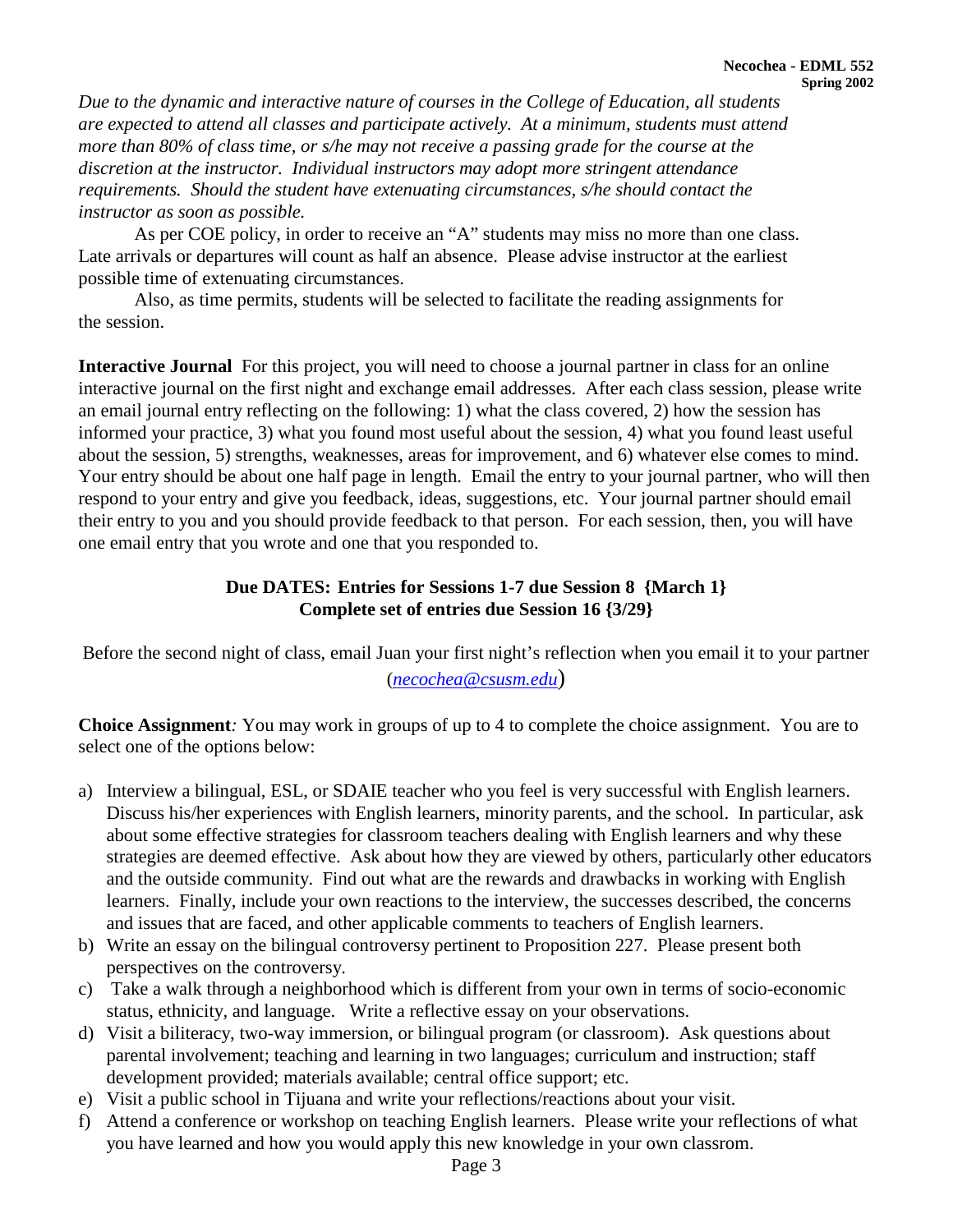*Due to the dynamic and interactive nature of courses in the College of Education, all students are expected to attend all classes and participate actively. At a minimum, students must attend more than 80% of class time, or s/he may not receive a passing grade for the course at the discretion at the instructor. Individual instructors may adopt more stringent attendance requirements. Should the student have extenuating circumstances, s/he should contact the instructor as soon as possible.*

As per COE policy, in order to receive an "A" students may miss no more than one class. Late arrivals or departures will count as half an absence. Please advise instructor at the earliest possible time of extenuating circumstances.

Also, as time permits, students will be selected to facilitate the reading assignments for the session.

**Interactive Journal** For this project, you will need to choose a journal partner in class for an online interactive journal on the first night and exchange email addresses. After each class session, please write an email journal entry reflecting on the following: 1) what the class covered, 2) how the session has informed your practice, 3) what you found most useful about the session, 4) what you found least useful about the session, 5) strengths, weaknesses, areas for improvement, and 6) whatever else comes to mind. Your entry should be about one half page in length. Email the entry to your journal partner, who will then respond to your entry and give you feedback, ideas, suggestions, etc. Your journal partner should email their entry to you and you should provide feedback to that person. For each session, then, you will have one email entry that you wrote and one that you responded to.

**Due DATES: Entries for Sessions 1-7 due Session 8 {March 1}**
**Complete set of entries due Session 16 {3/29}**

Before the second night of class, email Juan your first night's reflection when you email it to your partner (*necochea@csusm.edu*)

**Choice Assignment***:* You may work in groups of up to 4 to complete the choice assignment. You are to select one of the options below:

a) Interview a bilingual, ESL, or SDAIE teacher who you feel is very successful with English learners. Discuss his/her experiences with English learners, minority parents, and the school. In particular, ask about some effective strategies for classroom teachers dealing with English learners and why these strategies are deemed effective. Ask about how they are viewed by others, particularly other educators and the outside community. Find out what are the rewards and drawbacks in working with English learners. Finally, include your own reactions to the interview, the successes described, the concerns and issues that are faced, and other applicable comments to teachers of English learners.
b) Write an essay on the bilingual controversy pertinent to Proposition 227. Please present both perspectives on the controversy.
c) Take a walk through a neighborhood which is different from your own in terms of socio-economic status, ethnicity, and language. Write a reflective essay on your observations.
d) Visit a biliteracy, two-way immersion, or bilingual program (or classroom). Ask questions about parental involvement; teaching and learning in two languages; curriculum and instruction; staff development provided; materials available; central office support; etc.
e) Visit a public school in Tijuana and write your reflections/reactions about your visit.
f) Attend a conference or workshop on teaching English learners. Please write your reflections of what you have learned and how you would apply this new knowledge in your own classroom.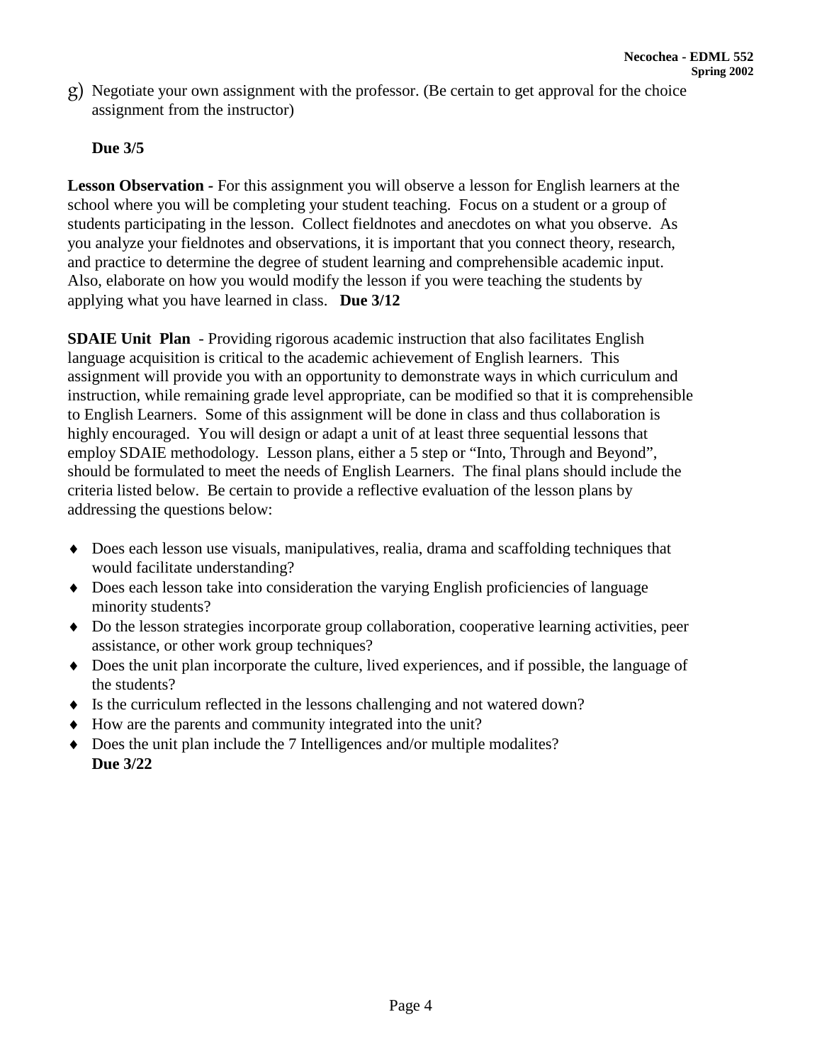g) Negotiate your own assignment with the professor. (Be certain to get approval for the choice assignment from the instructor)

**Due 3/5**

**Lesson Observation -** For this assignment you will observe a lesson for English learners at the school where you will be completing your student teaching. Focus on a student or a group of students participating in the lesson. Collect fieldnotes and anecdotes on what you observe. As you analyze your fieldnotes and observations, it is important that you connect theory, research, and practice to determine the degree of student learning and comprehensible academic input. Also, elaborate on how you would modify the lesson if you were teaching the students by applying what you have learned in class. **Due 3/12**

**SDAIE Unit Plan** - Providing rigorous academic instruction that also facilitates English language acquisition is critical to the academic achievement of English learners. This assignment will provide you with an opportunity to demonstrate ways in which curriculum and instruction, while remaining grade level appropriate, can be modified so that it is comprehensible to English Learners. Some of this assignment will be done in class and thus collaboration is highly encouraged. You will design or adapt a unit of at least three sequential lessons that employ SDAIE methodology. Lesson plans, either a 5 step or "Into, Through and Beyond", should be formulated to meet the needs of English Learners. The final plans should include the criteria listed below. Be certain to provide a reflective evaluation of the lesson plans by addressing the questions below:

- Does each lesson use visuals, manipulatives, realia, drama and scaffolding techniques that would facilitate understanding?
- Does each lesson take into consideration the varying English proficiencies of language minority students?
- Do the lesson strategies incorporate group collaboration, cooperative learning activities, peer assistance, or other work group techniques?
- Does the unit plan incorporate the culture, lived experiences, and if possible, the language of the students?
- Is the curriculum reflected in the lessons challenging and not watered down?
- How are the parents and community integrated into the unit?
- Does the unit plan include the 7 Intelligences and/or multiple modalites?
  **Due 3/22**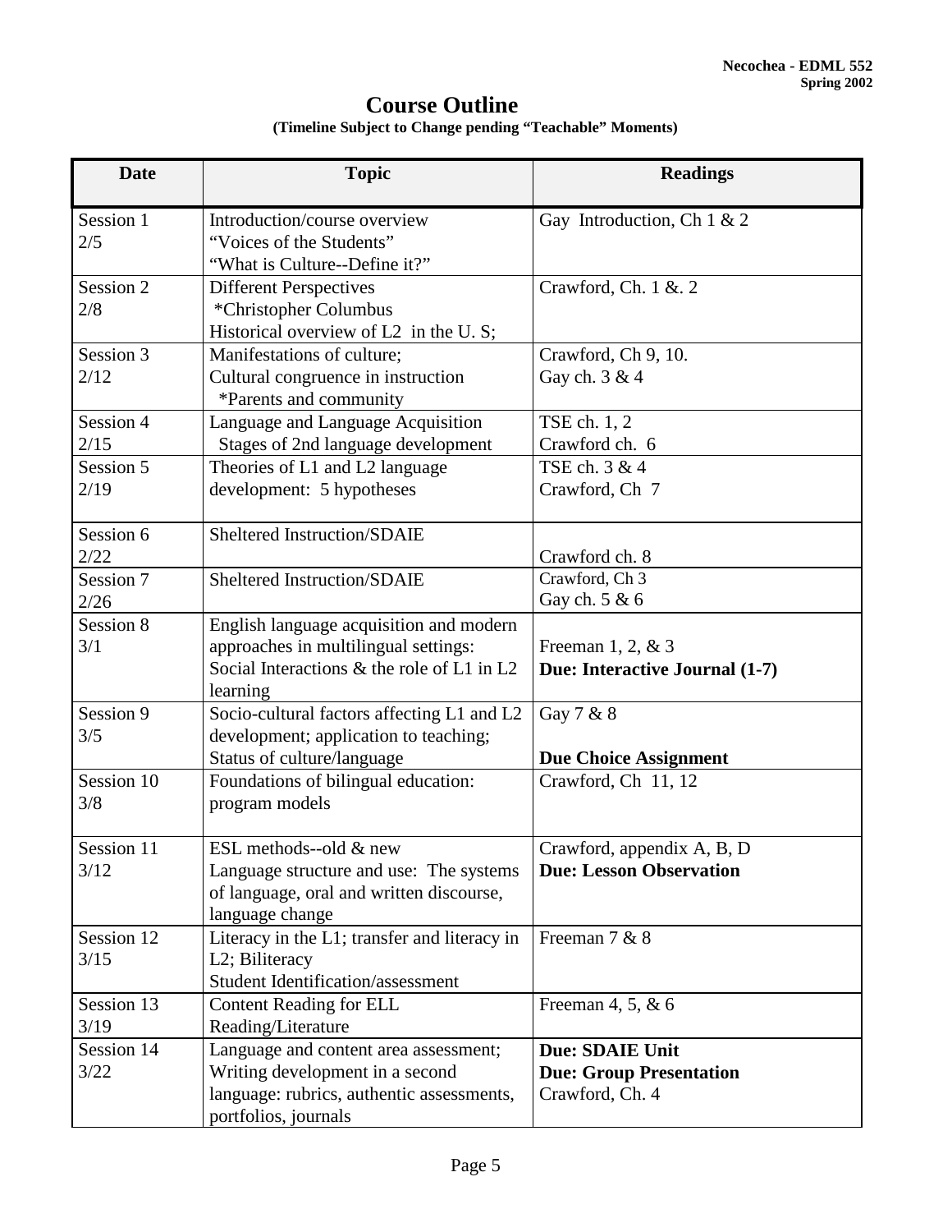# Course Outline

**(Timeline Subject to Change pending "Teachable" Moments)**

| Date | Topic | Readings |
|---|---|---|
| Session 1<br>2/5 | Introduction/course overview<br>"Voices of the Students"<br>"What is Culture--Define it?" | Gay Introduction, Ch 1 & 2 |
| Session 2<br>2/8 | Different Perspectives<br>*Christopher Columbus<br>Historical overview of L2 in the U. S; | Crawford, Ch. 1 &. 2 |
| Session 3<br>2/12 | Manifestations of culture;<br>Cultural congruence in instruction<br>*Parents and community | Crawford, Ch 9, 10.<br>Gay ch. 3 & 4 |
| Session 4<br>2/15 | Language and Language Acquisition<br>Stages of 2nd language development | TSE ch. 1, 2<br>Crawford ch. 6 |
| Session 5<br>2/19 | Theories of L1 and L2 language development: 5 hypotheses | TSE ch. 3 & 4<br>Crawford, Ch 7 |
| Session 6<br>2/22 | Sheltered Instruction/SDAIE | Crawford ch. 8 |
| Session 7<br>2/26 | Sheltered Instruction/SDAIE | Crawford, Ch 3<br>Gay ch. 5 & 6 |
| Session 8<br>3/1 | English language acquisition and modern approaches in multilingual settings: Social Interactions & the role of L1 in L2 learning | Freeman 1, 2, & 3<br>**Due: Interactive Journal (1-7)** |
| Session 9<br>3/5 | Socio-cultural factors affecting L1 and L2 development; application to teaching; Status of culture/language | Gay 7 & 8<br>**Due Choice Assignment** |
| Session 10<br>3/8 | Foundations of bilingual education: program models | Crawford, Ch 11, 12 |
| Session 11<br>3/12 | ESL methods--old & new<br>Language structure and use: The systems of language, oral and written discourse, language change | Crawford, appendix A, B, D<br>**Due: Lesson Observation** |
| Session 12<br>3/15 | Literacy in the L1; transfer and literacy in L2; Biliteracy<br>Student Identification/assessment | Freeman 7 & 8 |
| Session 13<br>3/19 | Content Reading for ELL<br>Reading/Literature | Freeman 4, 5, & 6 |
| Session 14<br>3/22 | Language and content area assessment; Writing development in a second language: rubrics, authentic assessments, portfolios, journals | **Due: SDAIE Unit**<br>**Due: Group Presentation**<br>Crawford, Ch. 4 |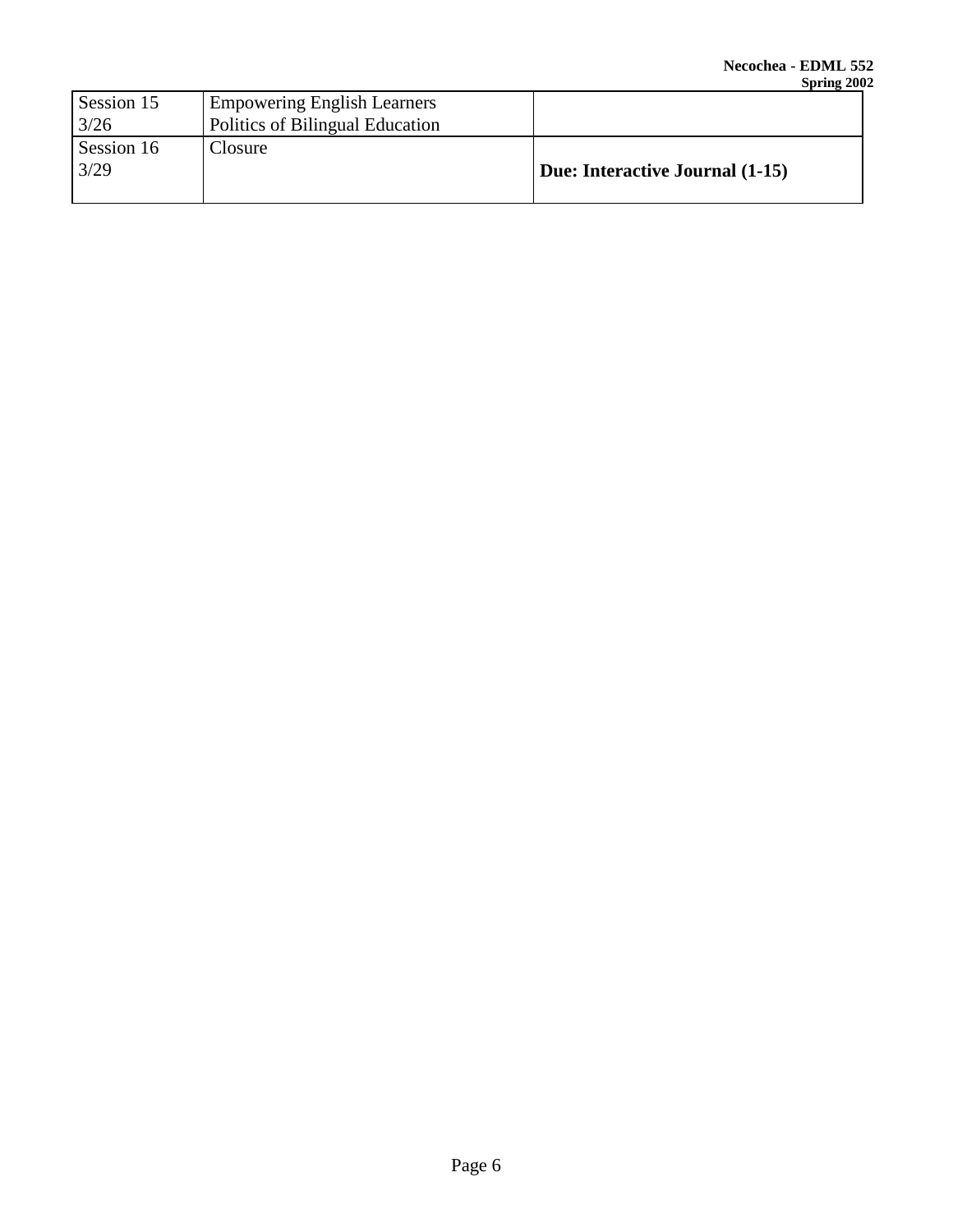| | | |
|---|---|---|
| Session 15<br>3/26 | Empowering English Learners<br>Politics of Bilingual Education | |
| Session 16<br>3/29 | Closure | **Due: Interactive Journal (1-15)** |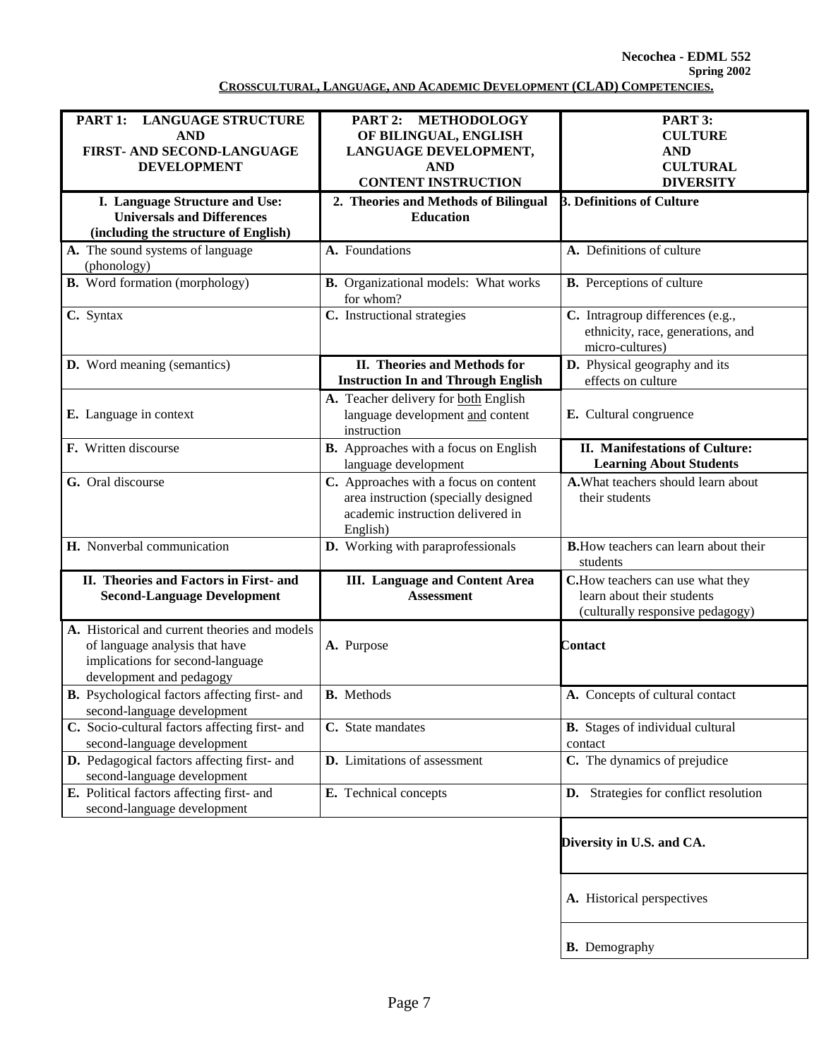**Necochea - EDML 552**
**Spring 2002**

**CROSSCULTURAL, LANGUAGE, AND ACADEMIC DEVELOPMENT (CLAD) COMPETENCIES.**

| **PART 1: LANGUAGE STRUCTURE AND FIRST- AND SECOND-LANGUAGE DEVELOPMENT** | **PART 2: METHODOLOGY OF BILINGUAL, ENGLISH LANGUAGE DEVELOPMENT, AND CONTENT INSTRUCTION** | **PART 3: CULTURE AND CULTURAL DIVERSITY** |
|---|---|---|
| **I. Language Structure and Use: Universals and Differences (including the structure of English)** | **2. Theories and Methods of Bilingual Education** | **3. Definitions of Culture** |
| **A.** The sound systems of language (phonology) | **A.** Foundations | **A.** Definitions of culture |
| **B.** Word formation (morphology) | **B.** Organizational models: What works for whom? | **B.** Perceptions of culture |
| **C.** Syntax | **C.** Instructional strategies | **C.** Intragroup differences (e.g., ethnicity, race, generations, and micro-cultures) |
| **D.** Word meaning (semantics) | **II. Theories and Methods for Instruction In and Through English** | **D.** Physical geography and its effects on culture |
| **E.** Language in context | **A.** Teacher delivery for both English language development and content instruction | **E.** Cultural congruence |
| **F.** Written discourse | **B.** Approaches with a focus on English language development | **II. Manifestations of Culture: Learning About Students** |
| **G.** Oral discourse | **C.** Approaches with a focus on content area instruction (specially designed academic instruction delivered in English) | **A.** What teachers should learn about their students |
| **H.** Nonverbal communication | **D.** Working with paraprofessionals | **B.** How teachers can learn about their students |
| **II. Theories and Factors in First- and Second-Language Development** | **III. Language and Content Area Assessment** | **C.** How teachers can use what they learn about their students (culturally responsive pedagogy) |
| **A.** Historical and current theories and models of language analysis that have implications for second-language development and pedagogy | **A.** Purpose | **Contact** |
| **B.** Psychological factors affecting first- and second-language development | **B.** Methods | **A.** Concepts of cultural contact |
| **C.** Socio-cultural factors affecting first- and second-language development | **C.** State mandates | **B.** Stages of individual cultural contact |
| **D.** Pedagogical factors affecting first- and second-language development | **D.** Limitations of assessment | **C.** The dynamics of prejudice |
| **E.** Political factors affecting first- and second-language development | **E.** Technical concepts | **D.** Strategies for conflict resolution |
| | | **Diversity in U.S. and CA.** |
| | | **A.** Historical perspectives |
| | | **B.** Demography |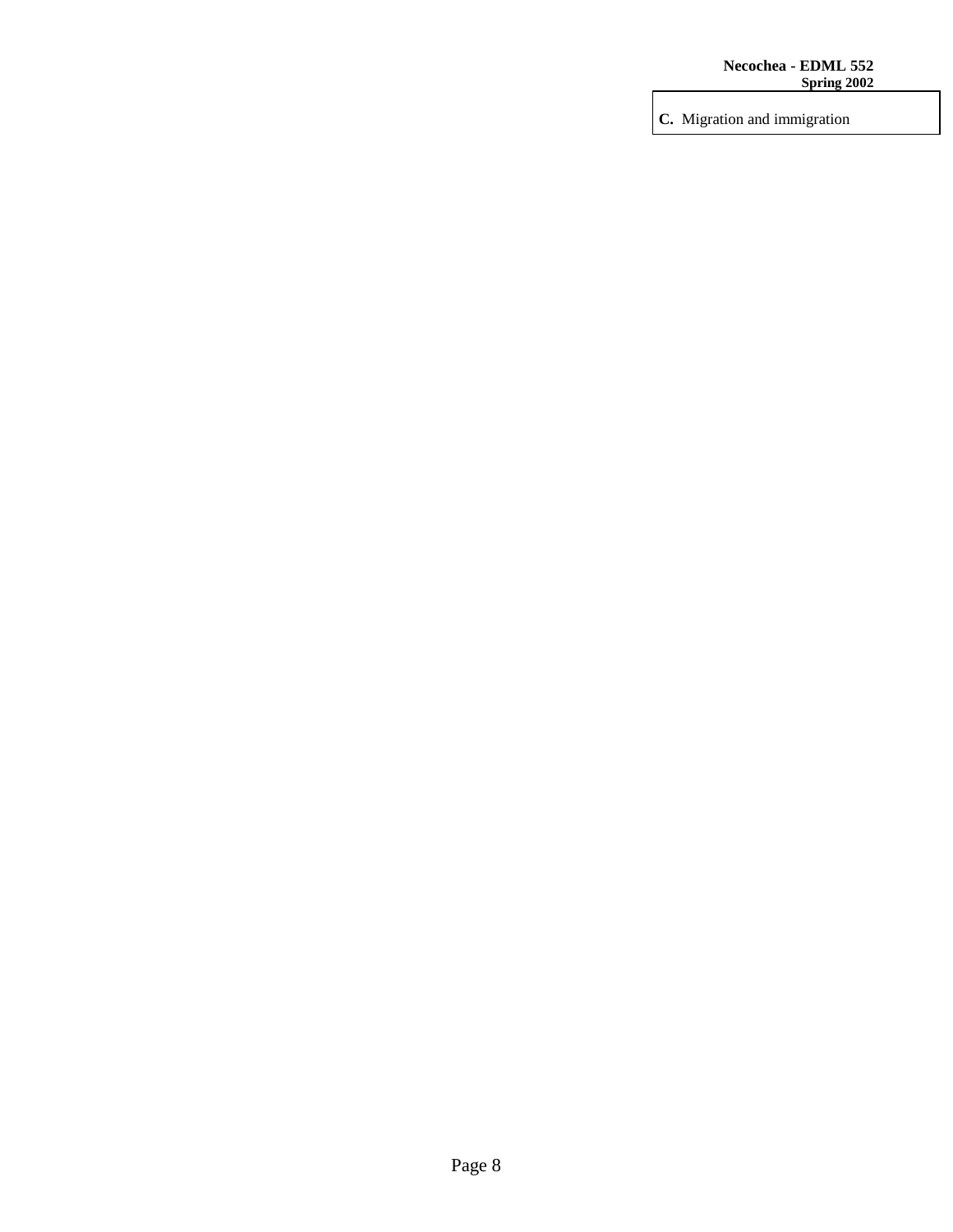**C.** Migration and immigration